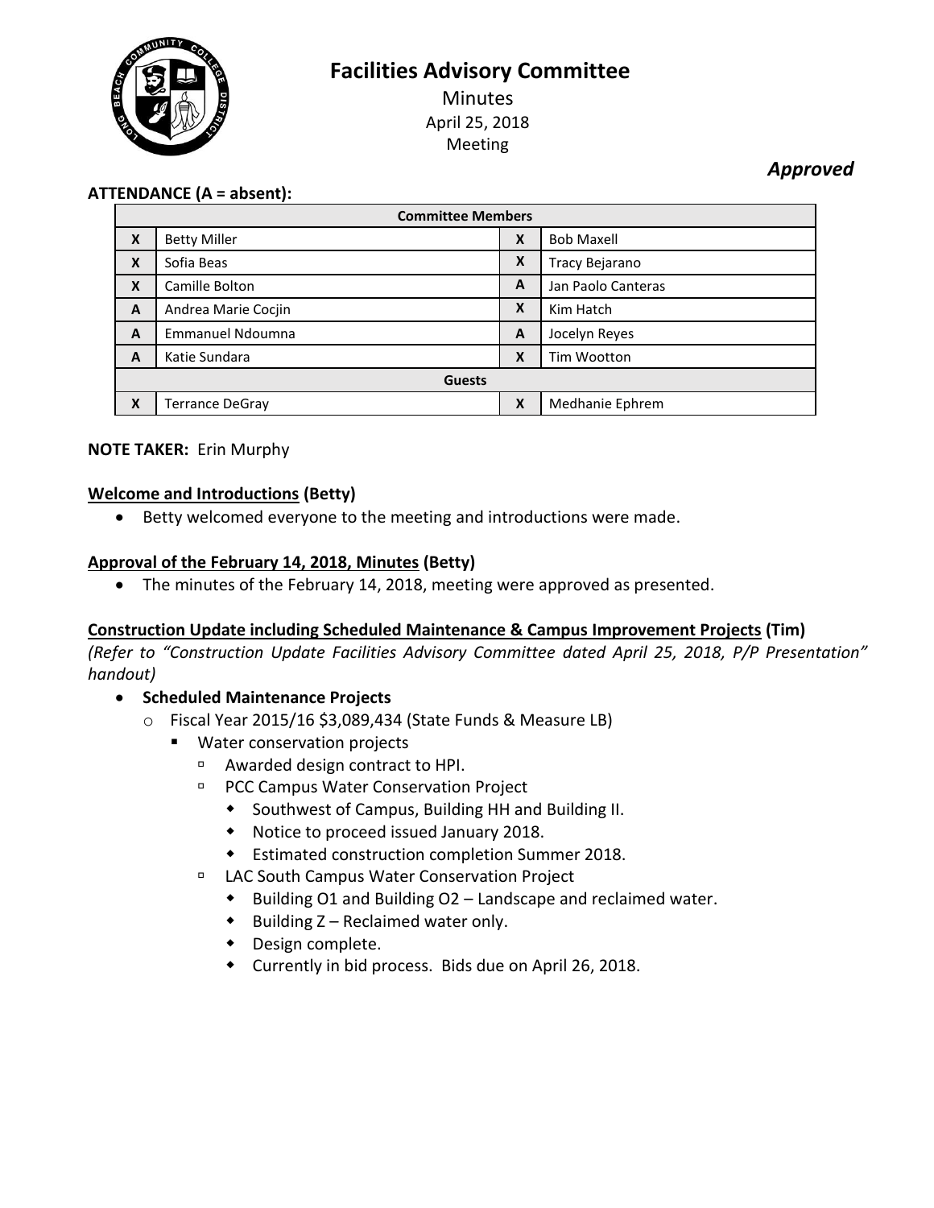# Facilities Advisory Committee

Minutes
April 25, 2018
Meeting

***Approved***

**ATTENDANCE (A = absent):**

| Committee Members | | | |
|---|---|---|---|
| X | Betty Miller | X | Bob Maxell |
| X | Sofia Beas | X | Tracy Bejarano |
| X | Camille Bolton | A | Jan Paolo Canteras |
| A | Andrea Marie Cocjin | X | Kim Hatch |
| A | Emmanuel Ndoumna | A | Jocelyn Reyes |
| A | Katie Sundara | X | Tim Wootton |
| **Guests** | | | |
| X | Terrance DeGray | X | Medhanie Ephrem |

**NOTE TAKER:** Erin Murphy

**Welcome and Introductions (Betty)**

- Betty welcomed everyone to the meeting and introductions were made.

**Approval of the February 14, 2018, Minutes (Betty)**

- The minutes of the February 14, 2018, meeting were approved as presented.

**Construction Update including Scheduled Maintenance & Campus Improvement Projects (Tim)**

*(Refer to "Construction Update Facilities Advisory Committee dated April 25, 2018, P/P Presentation" handout)*

- **Scheduled Maintenance Projects**
  - Fiscal Year 2015/16 $3,089,434 (State Funds & Measure LB)
    - Water conservation projects
      - Awarded design contract to HPI.
      - PCC Campus Water Conservation Project
        - Southwest of Campus, Building HH and Building II.
        - Notice to proceed issued January 2018.
        - Estimated construction completion Summer 2018.
      - LAC South Campus Water Conservation Project
        - Building O1 and Building O2 – Landscape and reclaimed water.
        - Building Z – Reclaimed water only.
        - Design complete.
        - Currently in bid process. Bids due on April 26, 2018.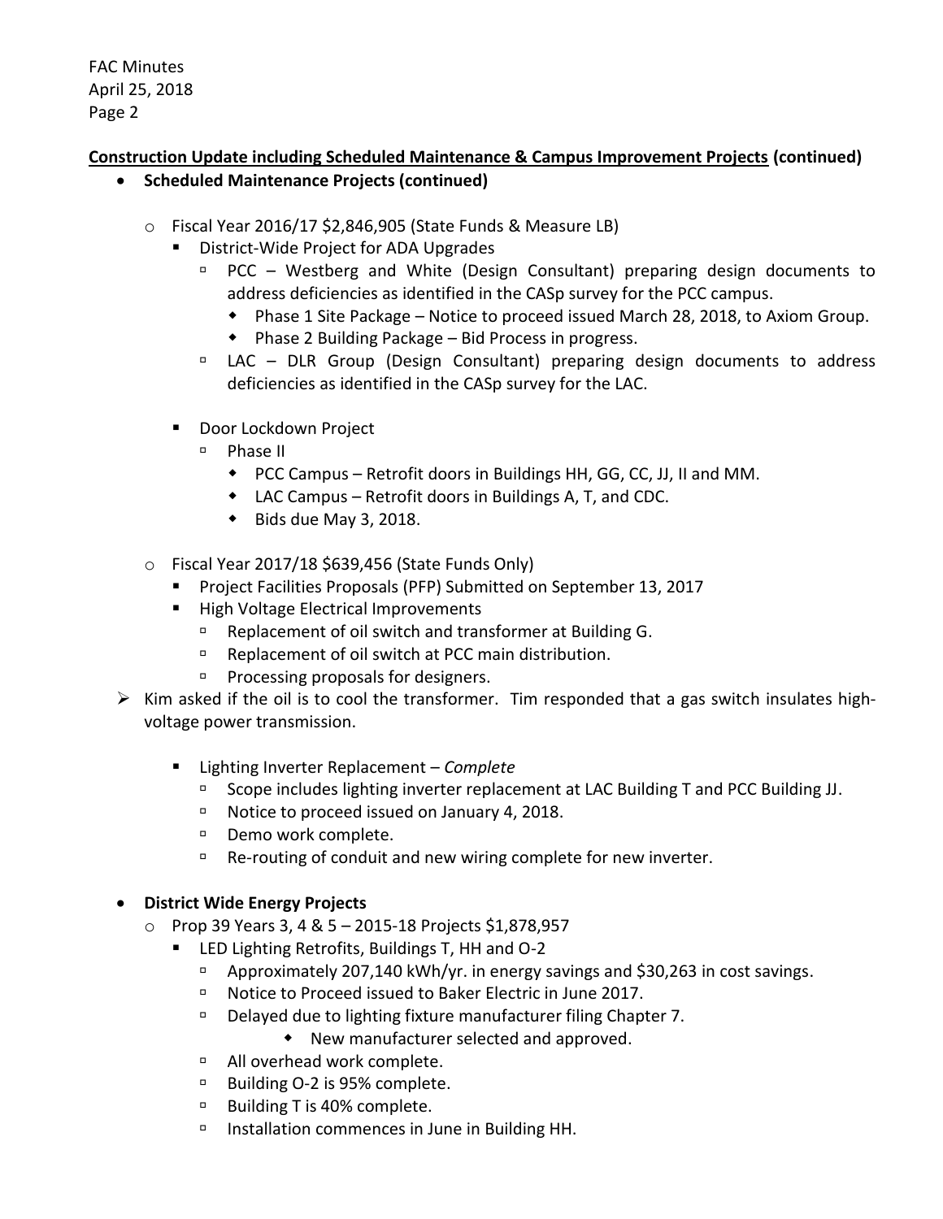**Construction Update including Scheduled Maintenance & Campus Improvement Projects (continued)**

- **Scheduled Maintenance Projects (continued)**
  - Fiscal Year 2016/17 $2,846,905 (State Funds & Measure LB)
    - District-Wide Project for ADA Upgrades
      - PCC – Westberg and White (Design Consultant) preparing design documents to address deficiencies as identified in the CASp survey for the PCC campus.
        - Phase 1 Site Package – Notice to proceed issued March 28, 2018, to Axiom Group.
        - Phase 2 Building Package – Bid Process in progress.
      - LAC – DLR Group (Design Consultant) preparing design documents to address deficiencies as identified in the CASp survey for the LAC.
    - Door Lockdown Project
      - Phase II
        - PCC Campus – Retrofit doors in Buildings HH, GG, CC, JJ, II and MM.
        - LAC Campus – Retrofit doors in Buildings A, T, and CDC.
        - Bids due May 3, 2018.
  - Fiscal Year 2017/18 $639,456 (State Funds Only)
    - Project Facilities Proposals (PFP) Submitted on September 13, 2017
    - High Voltage Electrical Improvements
      - Replacement of oil switch and transformer at Building G.
      - Replacement of oil switch at PCC main distribution.
      - Processing proposals for designers.

> Kim asked if the oil is to cool the transformer. Tim responded that a gas switch insulates high-voltage power transmission.

- 
  - 
    - Lighting Inverter Replacement – *Complete*
      - Scope includes lighting inverter replacement at LAC Building T and PCC Building JJ.
      - Notice to proceed issued on January 4, 2018.
      - Demo work complete.
      - Re-routing of conduit and new wiring complete for new inverter.

- **District Wide Energy Projects**
  - Prop 39 Years 3, 4 & 5 – 2015-18 Projects $1,878,957
    - LED Lighting Retrofits, Buildings T, HH and O-2
      - Approximately 207,140 kWh/yr. in energy savings and $30,263 in cost savings.
      - Notice to Proceed issued to Baker Electric in June 2017.
      - Delayed due to lighting fixture manufacturer filing Chapter 7.
        - New manufacturer selected and approved.
      - All overhead work complete.
      - Building O-2 is 95% complete.
      - Building T is 40% complete.
      - Installation commences in June in Building HH.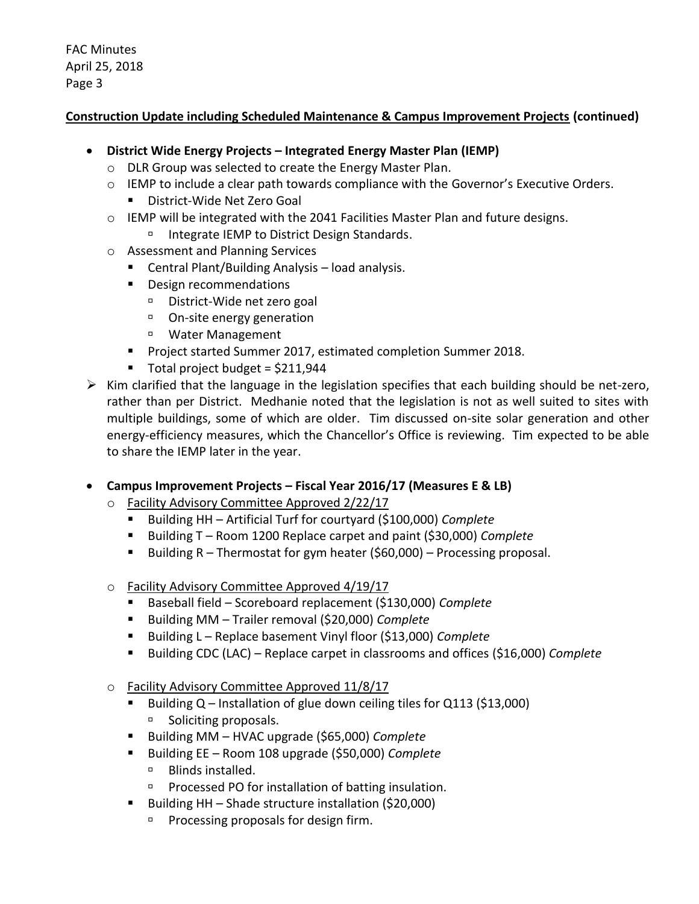**Construction Update including Scheduled Maintenance & Campus Improvement Projects (continued)**

- **District Wide Energy Projects – Integrated Energy Master Plan (IEMP)**
  - DLR Group was selected to create the Energy Master Plan.
  - IEMP to include a clear path towards compliance with the Governor's Executive Orders.
    - District-Wide Net Zero Goal
  - IEMP will be integrated with the 2041 Facilities Master Plan and future designs.
    - Integrate IEMP to District Design Standards.
  - Assessment and Planning Services
    - Central Plant/Building Analysis – load analysis.
    - Design recommendations
      - District-Wide net zero goal
      - On-site energy generation
      - Water Management
    - Project started Summer 2017, estimated completion Summer 2018.
    - Total project budget = $211,944

> Kim clarified that the language in the legislation specifies that each building should be net-zero, rather than per District. Medhanie noted that the legislation is not as well suited to sites with multiple buildings, some of which are older. Tim discussed on-site solar generation and other energy-efficiency measures, which the Chancellor's Office is reviewing. Tim expected to be able to share the IEMP later in the year.

- **Campus Improvement Projects – Fiscal Year 2016/17 (Measures E & LB)**
  - <u>Facility Advisory Committee Approved 2/22/17</u>
    - Building HH – Artificial Turf for courtyard ($100,000) *Complete*
    - Building T – Room 1200 Replace carpet and paint ($30,000) *Complete*
    - Building R – Thermostat for gym heater ($60,000) – Processing proposal.
  - <u>Facility Advisory Committee Approved 4/19/17</u>
    - Baseball field – Scoreboard replacement ($130,000) *Complete*
    - Building MM – Trailer removal ($20,000) *Complete*
    - Building L – Replace basement Vinyl floor ($13,000) *Complete*
    - Building CDC (LAC) – Replace carpet in classrooms and offices ($16,000) *Complete*
  - <u>Facility Advisory Committee Approved 11/8/17</u>
    - Building Q – Installation of glue down ceiling tiles for Q113 ($13,000)
      - Soliciting proposals.
    - Building MM – HVAC upgrade ($65,000) *Complete*
    - Building EE – Room 108 upgrade ($50,000) *Complete*
      - Blinds installed.
      - Processed PO for installation of batting insulation.
    - Building HH – Shade structure installation ($20,000)
      - Processing proposals for design firm.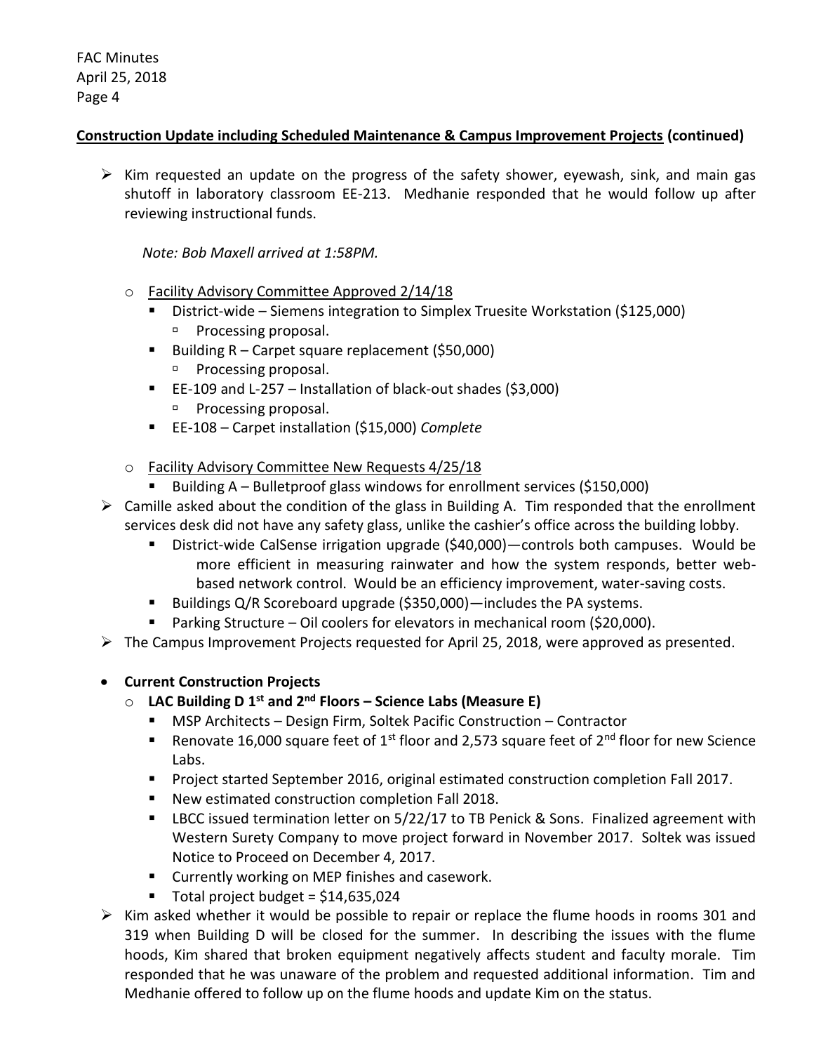**<u>Construction Update including Scheduled Maintenance & Campus Improvement Projects</u> (continued)**

- ➢ Kim requested an update on the progress of the safety shower, eyewash, sink, and main gas shutoff in laboratory classroom EE-213. Medhanie responded that he would follow up after reviewing instructional funds.

  *Note: Bob Maxell arrived at 1:58PM.*

  - o <u>Facility Advisory Committee Approved 2/14/18</u>
    - District-wide – Siemens integration to Simplex Truesite Workstation ($125,000)
      - Processing proposal.
    - Building R – Carpet square replacement ($50,000)
      - Processing proposal.
    - EE-109 and L-257 – Installation of black-out shades ($3,000)
      - Processing proposal.
    - EE-108 – Carpet installation ($15,000) *Complete*
  - o <u>Facility Advisory Committee New Requests 4/25/18</u>
    - Building A – Bulletproof glass windows for enrollment services ($150,000)
- ➢ Camille asked about the condition of the glass in Building A. Tim responded that the enrollment services desk did not have any safety glass, unlike the cashier's office across the building lobby.
    - District-wide CalSense irrigation upgrade ($40,000)—controls both campuses. Would be more efficient in measuring rainwater and how the system responds, better web-based network control. Would be an efficiency improvement, water-saving costs.
    - Buildings Q/R Scoreboard upgrade ($350,000)—includes the PA systems.
    - Parking Structure – Oil coolers for elevators in mechanical room ($20,000).
- ➢ The Campus Improvement Projects requested for April 25, 2018, were approved as presented.

- **Current Construction Projects**
  - o **LAC Building D 1st and 2nd Floors – Science Labs (Measure E)**
    - MSP Architects – Design Firm, Soltek Pacific Construction – Contractor
    - Renovate 16,000 square feet of 1st floor and 2,573 square feet of 2nd floor for new Science Labs.
    - Project started September 2016, original estimated construction completion Fall 2017.
    - New estimated construction completion Fall 2018.
    - LBCC issued termination letter on 5/22/17 to TB Penick & Sons. Finalized agreement with Western Surety Company to move project forward in November 2017. Soltek was issued Notice to Proceed on December 4, 2017.
    - Currently working on MEP finishes and casework.
    - Total project budget = $14,635,024
- ➢ Kim asked whether it would be possible to repair or replace the flume hoods in rooms 301 and 319 when Building D will be closed for the summer. In describing the issues with the flume hoods, Kim shared that broken equipment negatively affects student and faculty morale. Tim responded that he was unaware of the problem and requested additional information. Tim and Medhanie offered to follow up on the flume hoods and update Kim on the status.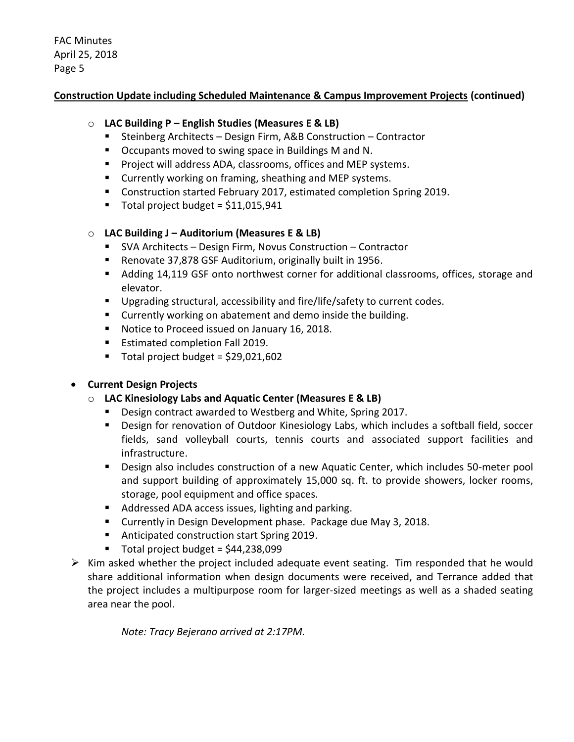**Construction Update including Scheduled Maintenance & Campus Improvement Projects (continued)**

- **LAC Building P – English Studies (Measures E & LB)**
  - Steinberg Architects – Design Firm, A&B Construction – Contractor
  - Occupants moved to swing space in Buildings M and N.
  - Project will address ADA, classrooms, offices and MEP systems.
  - Currently working on framing, sheathing and MEP systems.
  - Construction started February 2017, estimated completion Spring 2019.
  - Total project budget = $11,015,941

- **LAC Building J – Auditorium (Measures E & LB)**
  - SVA Architects – Design Firm, Novus Construction – Contractor
  - Renovate 37,878 GSF Auditorium, originally built in 1956.
  - Adding 14,119 GSF onto northwest corner for additional classrooms, offices, storage and elevator.
  - Upgrading structural, accessibility and fire/life/safety to current codes.
  - Currently working on abatement and demo inside the building.
  - Notice to Proceed issued on January 16, 2018.
  - Estimated completion Fall 2019.
  - Total project budget = $29,021,602

- **Current Design Projects**
  - **LAC Kinesiology Labs and Aquatic Center (Measures E & LB)**
    - Design contract awarded to Westberg and White, Spring 2017.
    - Design for renovation of Outdoor Kinesiology Labs, which includes a softball field, soccer fields, sand volleyball courts, tennis courts and associated support facilities and infrastructure.
    - Design also includes construction of a new Aquatic Center, which includes 50-meter pool and support building of approximately 15,000 sq. ft. to provide showers, locker rooms, storage, pool equipment and office spaces.
    - Addressed ADA access issues, lighting and parking.
    - Currently in Design Development phase. Package due May 3, 2018.
    - Anticipated construction start Spring 2019.
    - Total project budget = $44,238,099

> Kim asked whether the project included adequate event seating. Tim responded that he would share additional information when design documents were received, and Terrance added that the project includes a multipurpose room for larger-sized meetings as well as a shaded seating area near the pool.

*Note: Tracy Bejerano arrived at 2:17PM.*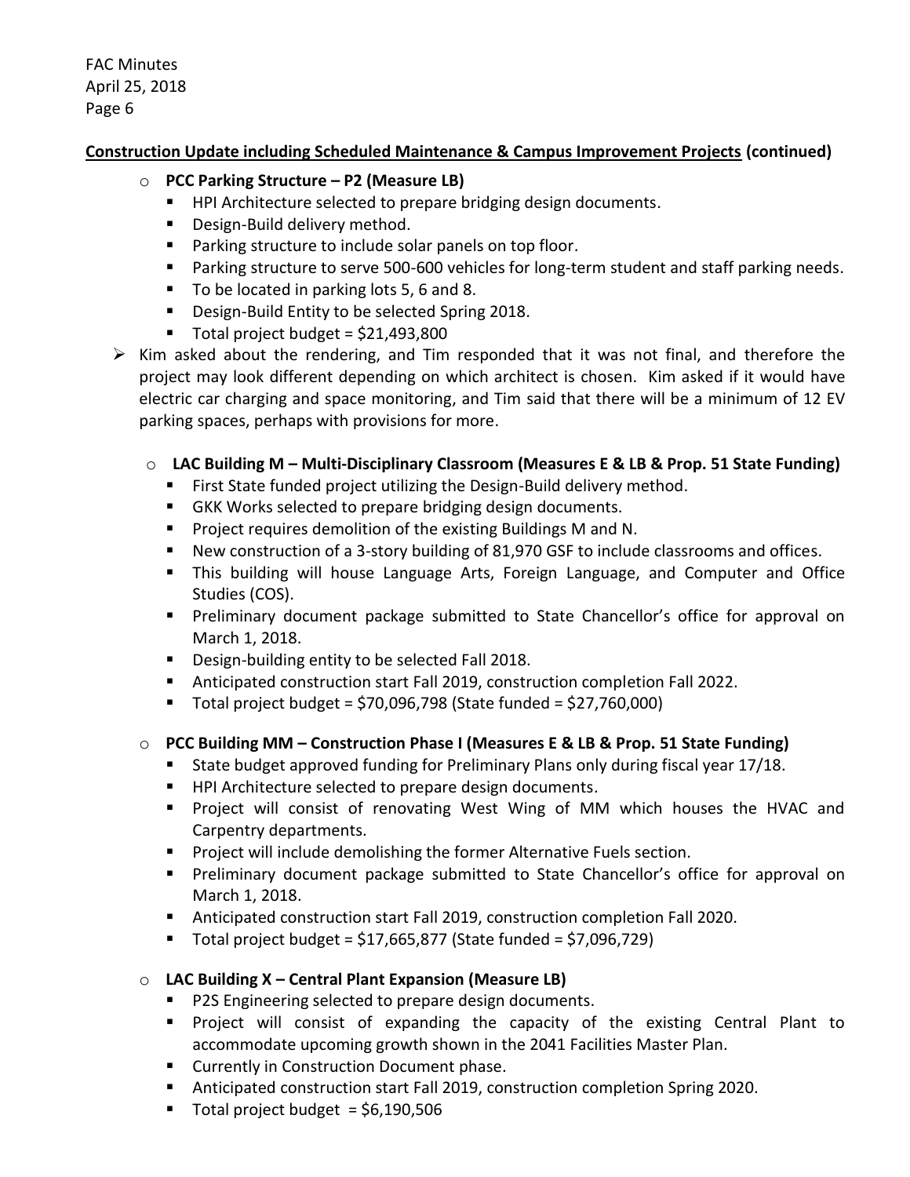**Construction Update including Scheduled Maintenance & Campus Improvement Projects (continued)**

- **PCC Parking Structure – P2 (Measure LB)**
  - HPI Architecture selected to prepare bridging design documents.
  - Design-Build delivery method.
  - Parking structure to include solar panels on top floor.
  - Parking structure to serve 500-600 vehicles for long-term student and staff parking needs.
  - To be located in parking lots 5, 6 and 8.
  - Design-Build Entity to be selected Spring 2018.
  - Total project budget = $21,493,800

> Kim asked about the rendering, and Tim responded that it was not final, and therefore the project may look different depending on which architect is chosen. Kim asked if it would have electric car charging and space monitoring, and Tim said that there will be a minimum of 12 EV parking spaces, perhaps with provisions for more.

- **LAC Building M – Multi-Disciplinary Classroom (Measures E & LB & Prop. 51 State Funding)**
  - First State funded project utilizing the Design-Build delivery method.
  - GKK Works selected to prepare bridging design documents.
  - Project requires demolition of the existing Buildings M and N.
  - New construction of a 3-story building of 81,970 GSF to include classrooms and offices.
  - This building will house Language Arts, Foreign Language, and Computer and Office Studies (COS).
  - Preliminary document package submitted to State Chancellor's office for approval on March 1, 2018.
  - Design-building entity to be selected Fall 2018.
  - Anticipated construction start Fall 2019, construction completion Fall 2022.
  - Total project budget = $70,096,798 (State funded = $27,760,000)

- **PCC Building MM – Construction Phase I (Measures E & LB & Prop. 51 State Funding)**
  - State budget approved funding for Preliminary Plans only during fiscal year 17/18.
  - HPI Architecture selected to prepare design documents.
  - Project will consist of renovating West Wing of MM which houses the HVAC and Carpentry departments.
  - Project will include demolishing the former Alternative Fuels section.
  - Preliminary document package submitted to State Chancellor's office for approval on March 1, 2018.
  - Anticipated construction start Fall 2019, construction completion Fall 2020.
  - Total project budget = $17,665,877 (State funded = $7,096,729)

- **LAC Building X – Central Plant Expansion (Measure LB)**
  - P2S Engineering selected to prepare design documents.
  - Project will consist of expanding the capacity of the existing Central Plant to accommodate upcoming growth shown in the 2041 Facilities Master Plan.
  - Currently in Construction Document phase.
  - Anticipated construction start Fall 2019, construction completion Spring 2020.
  - Total project budget = $6,190,506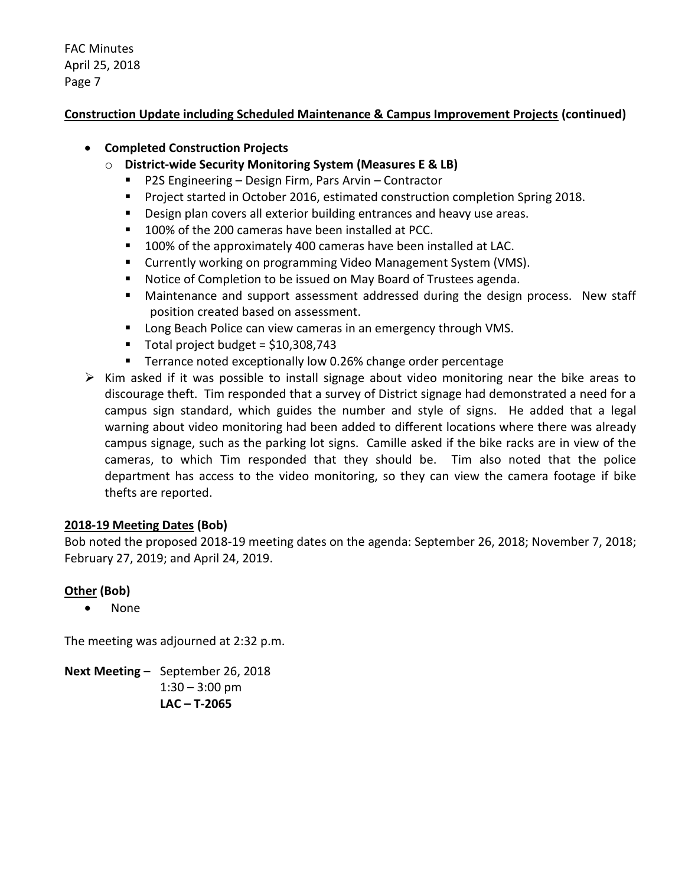**Construction Update including Scheduled Maintenance & Campus Improvement Projects (continued)**

- **Completed Construction Projects**
  - **District-wide Security Monitoring System (Measures E & LB)**
    - P2S Engineering – Design Firm, Pars Arvin – Contractor
    - Project started in October 2016, estimated construction completion Spring 2018.
    - Design plan covers all exterior building entrances and heavy use areas.
    - 100% of the 200 cameras have been installed at PCC.
    - 100% of the approximately 400 cameras have been installed at LAC.
    - Currently working on programming Video Management System (VMS).
    - Notice of Completion to be issued on May Board of Trustees agenda.
    - Maintenance and support assessment addressed during the design process. New staff position created based on assessment.
    - Long Beach Police can view cameras in an emergency through VMS.
    - Total project budget = $10,308,743
    - Terrance noted exceptionally low 0.26% change order percentage

➢ Kim asked if it was possible to install signage about video monitoring near the bike areas to discourage theft. Tim responded that a survey of District signage had demonstrated a need for a campus sign standard, which guides the number and style of signs. He added that a legal warning about video monitoring had been added to different locations where there was already campus signage, such as the parking lot signs. Camille asked if the bike racks are in view of the cameras, to which Tim responded that they should be. Tim also noted that the police department has access to the video monitoring, so they can view the camera footage if bike thefts are reported.

**2018-19 Meeting Dates (Bob)**

Bob noted the proposed 2018-19 meeting dates on the agenda: September 26, 2018; November 7, 2018; February 27, 2019; and April 24, 2019.

**Other (Bob)**

- None

The meeting was adjourned at 2:32 p.m.

**Next Meeting** – September 26, 2018
1:30 – 3:00 pm
**LAC – T-2065**